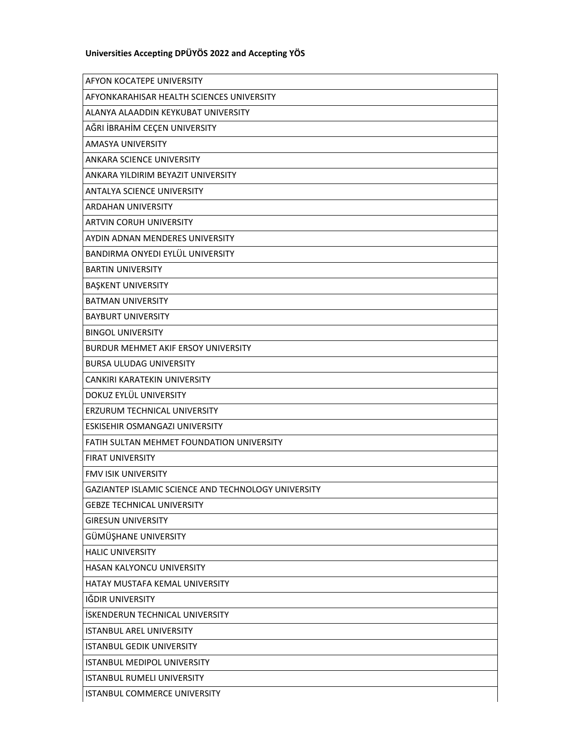**Universities Accepting DPÜYÖS 2022 and Accepting YÖS**

| AFYON KOCATEPE UNIVERSITY |
|---|
| AFYONKARAHISAR HEALTH SCIENCES UNIVERSITY |
| ALANYA ALAADDIN KEYKUBAT UNIVERSITY |
| AĞRI İBRAHİM CEÇEN UNIVERSITY |
| AMASYA UNIVERSITY |
| ANKARA SCIENCE UNIVERSITY |
| ANKARA YILDIRIM BEYAZIT UNIVERSITY |
| ANTALYA SCIENCE UNIVERSITY |
| ARDAHAN UNIVERSITY |
| ARTVIN CORUH UNIVERSITY |
| AYDIN ADNAN MENDERES UNIVERSITY |
| BANDIRMA ONYEDI EYLÜL UNIVERSITY |
| BARTIN UNIVERSITY |
| BAŞKENT UNIVERSITY |
| BATMAN UNIVERSITY |
| BAYBURT UNIVERSITY |
| BINGOL UNIVERSITY |
| BURDUR MEHMET AKIF ERSOY UNIVERSITY |
| BURSA ULUDAG UNIVERSITY |
| CANKIRI KARATEKIN UNIVERSITY |
| DOKUZ EYLÜL UNIVERSITY |
| ERZURUM TECHNICAL UNIVERSITY |
| ESKISEHIR OSMANGAZI UNIVERSITY |
| FATIH SULTAN MEHMET FOUNDATION UNIVERSITY |
| FIRAT UNIVERSITY |
| FMV ISIK UNIVERSITY |
| GAZIANTEP ISLAMIC SCIENCE AND TECHNOLOGY UNIVERSITY |
| GEBZE TECHNICAL UNIVERSITY |
| GIRESUN UNIVERSITY |
| GÜMÜŞHANE UNIVERSITY |
| HALIC UNIVERSITY |
| HASAN KALYONCU UNIVERSITY |
| HATAY MUSTAFA KEMAL UNIVERSITY |
| IĞDIR UNIVERSITY |
| İSKENDERUN TECHNICAL UNIVERSITY |
| ISTANBUL AREL UNIVERSITY |
| ISTANBUL GEDIK UNIVERSITY |
| ISTANBUL MEDIPOL UNIVERSITY |
| ISTANBUL RUMELI UNIVERSITY |
| ISTANBUL COMMERCE UNIVERSITY |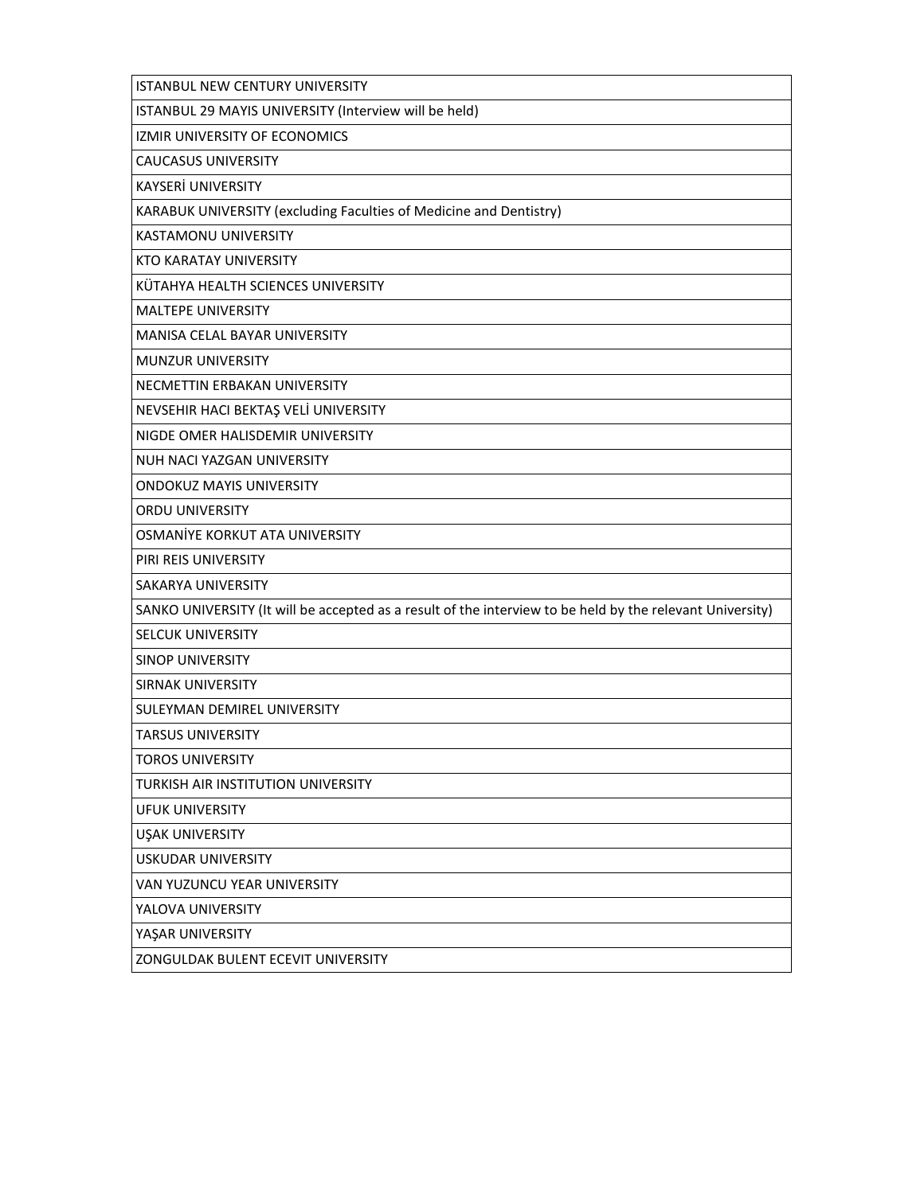| |
|---|
| ISTANBUL NEW CENTURY UNIVERSITY |
| ISTANBUL 29 MAYIS UNIVERSITY (Interview will be held) |
| IZMIR UNIVERSITY OF ECONOMICS |
| CAUCASUS UNIVERSITY |
| KAYSERİ UNIVERSITY |
| KARABUK UNIVERSITY (excluding Faculties of Medicine and Dentistry) |
| KASTAMONU UNIVERSITY |
| KTO KARATAY UNIVERSITY |
| KÜTAHYA HEALTH SCIENCES UNIVERSITY |
| MALTEPE UNIVERSITY |
| MANISA CELAL BAYAR UNIVERSITY |
| MUNZUR UNIVERSITY |
| NECMETTIN ERBAKAN UNIVERSITY |
| NEVSEHIR HACI BEKTAŞ VELİ UNIVERSITY |
| NIGDE OMER HALISDEMIR UNIVERSITY |
| NUH NACI YAZGAN UNIVERSITY |
| ONDOKUZ MAYIS UNIVERSITY |
| ORDU UNIVERSITY |
| OSMANİYE KORKUT ATA UNIVERSITY |
| PIRI REIS UNIVERSITY |
| SAKARYA UNIVERSITY |
| SANKO UNIVERSITY (It will be accepted as a result of the interview to be held by the relevant University) |
| SELCUK UNIVERSITY |
| SINOP UNIVERSITY |
| SIRNAK UNIVERSITY |
| SULEYMAN DEMIREL UNIVERSITY |
| TARSUS UNIVERSITY |
| TOROS UNIVERSITY |
| TURKISH AIR INSTITUTION UNIVERSITY |
| UFUK UNIVERSITY |
| UŞAK UNIVERSITY |
| USKUDAR UNIVERSITY |
| VAN YUZUNCU YEAR UNIVERSITY |
| YALOVA UNIVERSITY |
| YAŞAR UNIVERSITY |
| ZONGULDAK BULENT ECEVIT UNIVERSITY |